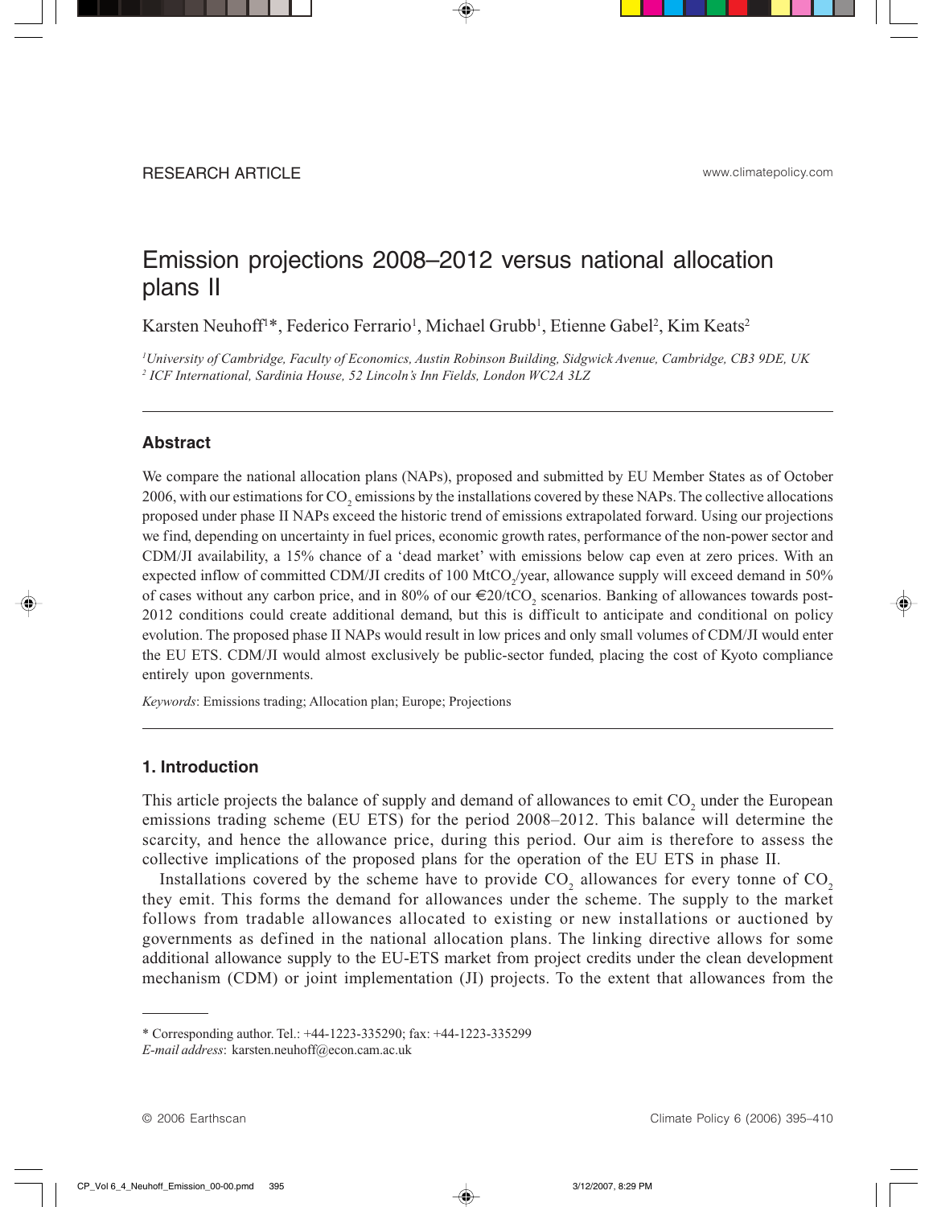RESEARCH ARTICLE

www.climatepolicy.com

# Emission projections 2008–2012 versus national allocation plans II

Karsten Neuhoff[1]*, Federico Ferrario[1], Michael Grubb[1], Etienne Gabel[2], Kim Keats[2]

*[1]University of Cambridge, Faculty of Economics, Austin Robinson Building, Sidgwick Avenue, Cambridge, CB3 9DE, UK*
*[2] ICF International, Sardinia House, 52 Lincoln's Inn Fields, London WC2A 3LZ*

## Abstract

We compare the national allocation plans (NAPs), proposed and submitted by EU Member States as of October 2006, with our estimations for $CO_2$ emissions by the installations covered by these NAPs. The collective allocations proposed under phase II NAPs exceed the historic trend of emissions extrapolated forward. Using our projections we find, depending on uncertainty in fuel prices, economic growth rates, performance of the non-power sector and CDM/JI availability, a 15% chance of a 'dead market' with emissions below cap even at zero prices. With an expected inflow of committed CDM/JI credits of 100 $MtCO_2$/year, allowance supply will exceed demand in 50% of cases without any carbon price, and in 80% of our €20/$tCO_2$ scenarios. Banking of allowances towards post-2012 conditions could create additional demand, but this is difficult to anticipate and conditional on policy evolution. The proposed phase II NAPs would result in low prices and only small volumes of CDM/JI would enter the EU ETS. CDM/JI would almost exclusively be public-sector funded, placing the cost of Kyoto compliance entirely upon governments.

*Keywords*: Emissions trading; Allocation plan; Europe; Projections

## 1. Introduction

This article projects the balance of supply and demand of allowances to emit $CO_2$ under the European emissions trading scheme (EU ETS) for the period 2008–2012. This balance will determine the scarcity, and hence the allowance price, during this period. Our aim is therefore to assess the collective implications of the proposed plans for the operation of the EU ETS in phase II.

Installations covered by the scheme have to provide $CO_2$ allowances for every tonne of $CO_2$ they emit. This forms the demand for allowances under the scheme. The supply to the market follows from tradable allowances allocated to existing or new installations or auctioned by governments as defined in the national allocation plans. The linking directive allows for some additional allowance supply to the EU-ETS market from project credits under the clean development mechanism (CDM) or joint implementation (JI) projects. To the extent that allowances from the

* Corresponding author. Tel.: +44-1223-335290; fax: +44-1223-335299
*E-mail address*: karsten.neuhoff@econ.cam.ac.uk

© 2006 Earthscan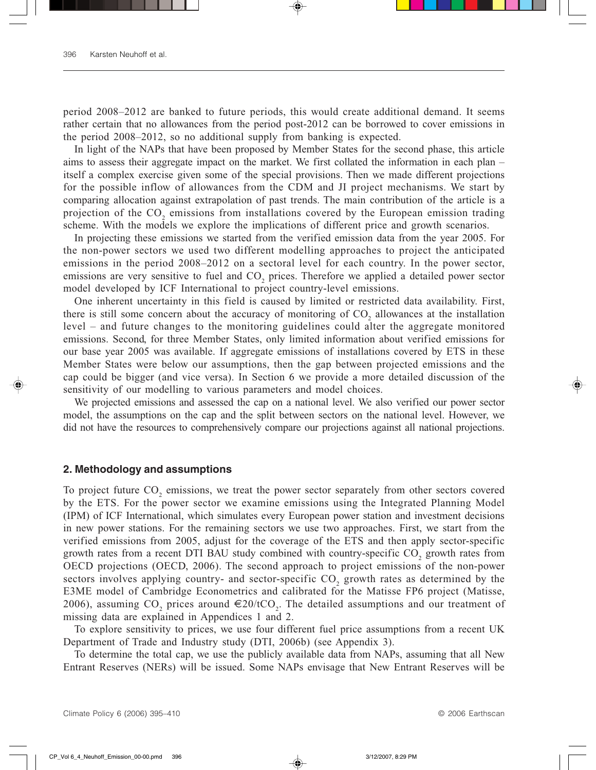period 2008–2012 are banked to future periods, this would create additional demand. It seems rather certain that no allowances from the period post-2012 can be borrowed to cover emissions in the period 2008–2012, so no additional supply from banking is expected.

In light of the NAPs that have been proposed by Member States for the second phase, this article aims to assess their aggregate impact on the market. We first collated the information in each plan – itself a complex exercise given some of the special provisions. Then we made different projections for the possible inflow of allowances from the CDM and JI project mechanisms. We start by comparing allocation against extrapolation of past trends. The main contribution of the article is a projection of the $CO_2$ emissions from installations covered by the European emission trading scheme. With the models we explore the implications of different price and growth scenarios.

In projecting these emissions we started from the verified emission data from the year 2005. For the non-power sectors we used two different modelling approaches to project the anticipated emissions in the period 2008–2012 on a sectoral level for each country. In the power sector, emissions are very sensitive to fuel and $CO_2$ prices. Therefore we applied a detailed power sector model developed by ICF International to project country-level emissions.

One inherent uncertainty in this field is caused by limited or restricted data availability. First, there is still some concern about the accuracy of monitoring of $CO_2$ allowances at the installation level – and future changes to the monitoring guidelines could alter the aggregate monitored emissions. Second, for three Member States, only limited information about verified emissions for our base year 2005 was available. If aggregate emissions of installations covered by ETS in these Member States were below our assumptions, then the gap between projected emissions and the cap could be bigger (and vice versa). In Section 6 we provide a more detailed discussion of the sensitivity of our modelling to various parameters and model choices.

We projected emissions and assessed the cap on a national level. We also verified our power sector model, the assumptions on the cap and the split between sectors on the national level. However, we did not have the resources to comprehensively compare our projections against all national projections.

## 2. Methodology and assumptions

To project future $CO_2$ emissions, we treat the power sector separately from other sectors covered by the ETS. For the power sector we examine emissions using the Integrated Planning Model (IPM) of ICF International, which simulates every European power station and investment decisions in new power stations. For the remaining sectors we use two approaches. First, we start from the verified emissions from 2005, adjust for the coverage of the ETS and then apply sector-specific growth rates from a recent DTI BAU study combined with country-specific $CO_2$ growth rates from OECD projections (OECD, 2006). The second approach to project emissions of the non-power sectors involves applying country- and sector-specific $CO_2$ growth rates as determined by the E3ME model of Cambridge Econometrics and calibrated for the Matisse FP6 project (Matisse, 2006), assuming $CO_2$ prices around €20/t$CO_2$. The detailed assumptions and our treatment of missing data are explained in Appendices 1 and 2.

To explore sensitivity to prices, we use four different fuel price assumptions from a recent UK Department of Trade and Industry study (DTI, 2006b) (see Appendix 3).

To determine the total cap, we use the publicly available data from NAPs, assuming that all New Entrant Reserves (NERs) will be issued. Some NAPs envisage that New Entrant Reserves will be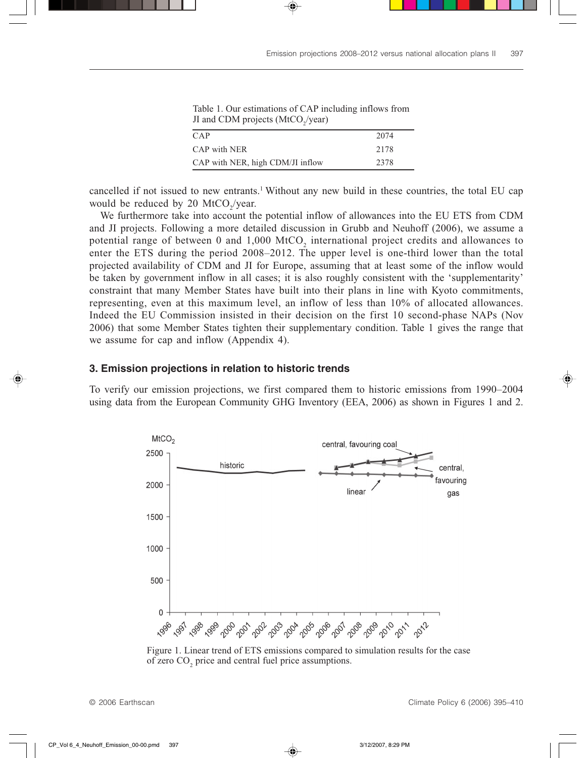Table 1. Our estimations of CAP including inflows from JI and CDM projects ($MtCO_2$/year)

| | |
|---|---|
| CAP | 2074 |
| CAP with NER | 2178 |
| CAP with NER, high CDM/JI inflow | 2378 |

cancelled if not issued to new entrants.[1] Without any new build in these countries, the total EU cap would be reduced by 20 $MtCO_2$/year.

We furthermore take into account the potential inflow of allowances into the EU ETS from CDM and JI projects. Following a more detailed discussion in Grubb and Neuhoff (2006), we assume a potential range of between 0 and 1,000 $MtCO_2$ international project credits and allowances to enter the ETS during the period 2008–2012. The upper level is one-third lower than the total projected availability of CDM and JI for Europe, assuming that at least some of the inflow would be taken by government inflow in all cases; it is also roughly consistent with the 'supplementarity' constraint that many Member States have built into their plans in line with Kyoto commitments, representing, even at this maximum level, an inflow of less than 10% of allocated allowances. Indeed the EU Commission insisted in their decision on the first 10 second-phase NAPs (Nov 2006) that some Member States tighten their supplementary condition. Table 1 gives the range that we assume for cap and inflow (Appendix 4).

## 3. Emission projections in relation to historic trends

To verify our emission projections, we first compared them to historic emissions from 1990–2004 using data from the European Community GHG Inventory (EEA, 2006) as shown in Figures 1 and 2.

Figure 1. Linear trend of ETS emissions compared to simulation results for the case of zero $CO_2$ price and central fuel price assumptions.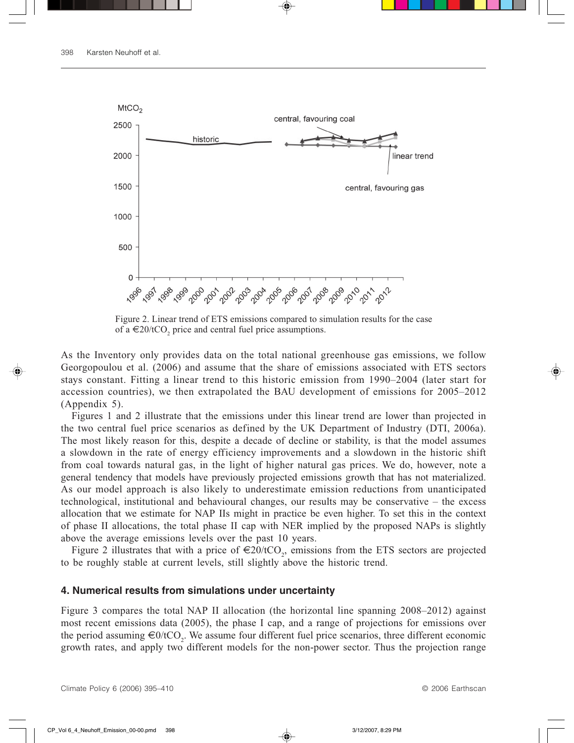Figure 2. Linear trend of ETS emissions compared to simulation results for the case of a €20/t$CO_2$ price and central fuel price assumptions.

As the Inventory only provides data on the total national greenhouse gas emissions, we follow Georgopoulou et al. (2006) and assume that the share of emissions associated with ETS sectors stays constant. Fitting a linear trend to this historic emission from 1990–2004 (later start for accession countries), we then extrapolated the BAU development of emissions for 2005–2012 (Appendix 5).

Figures 1 and 2 illustrate that the emissions under this linear trend are lower than projected in the two central fuel price scenarios as defined by the UK Department of Industry (DTI, 2006a). The most likely reason for this, despite a decade of decline or stability, is that the model assumes a slowdown in the rate of energy efficiency improvements and a slowdown in the historic shift from coal towards natural gas, in the light of higher natural gas prices. We do, however, note a general tendency that models have previously projected emissions growth that has not materialized. As our model approach is also likely to underestimate emission reductions from unanticipated technological, institutional and behavioural changes, our results may be conservative – the excess allocation that we estimate for NAP IIs might in practice be even higher. To set this in the context of phase II allocations, the total phase II cap with NER implied by the proposed NAPs is slightly above the average emissions levels over the past 10 years.

Figure 2 illustrates that with a price of €20/t$CO_2$, emissions from the ETS sectors are projected to be roughly stable at current levels, still slightly above the historic trend.

## 4. Numerical results from simulations under uncertainty

Figure 3 compares the total NAP II allocation (the horizontal line spanning 2008–2012) against most recent emissions data (2005), the phase I cap, and a range of projections for emissions over the period assuming €0/t$CO_2$. We assume four different fuel price scenarios, three different economic growth rates, and apply two different models for the non-power sector. Thus the projection range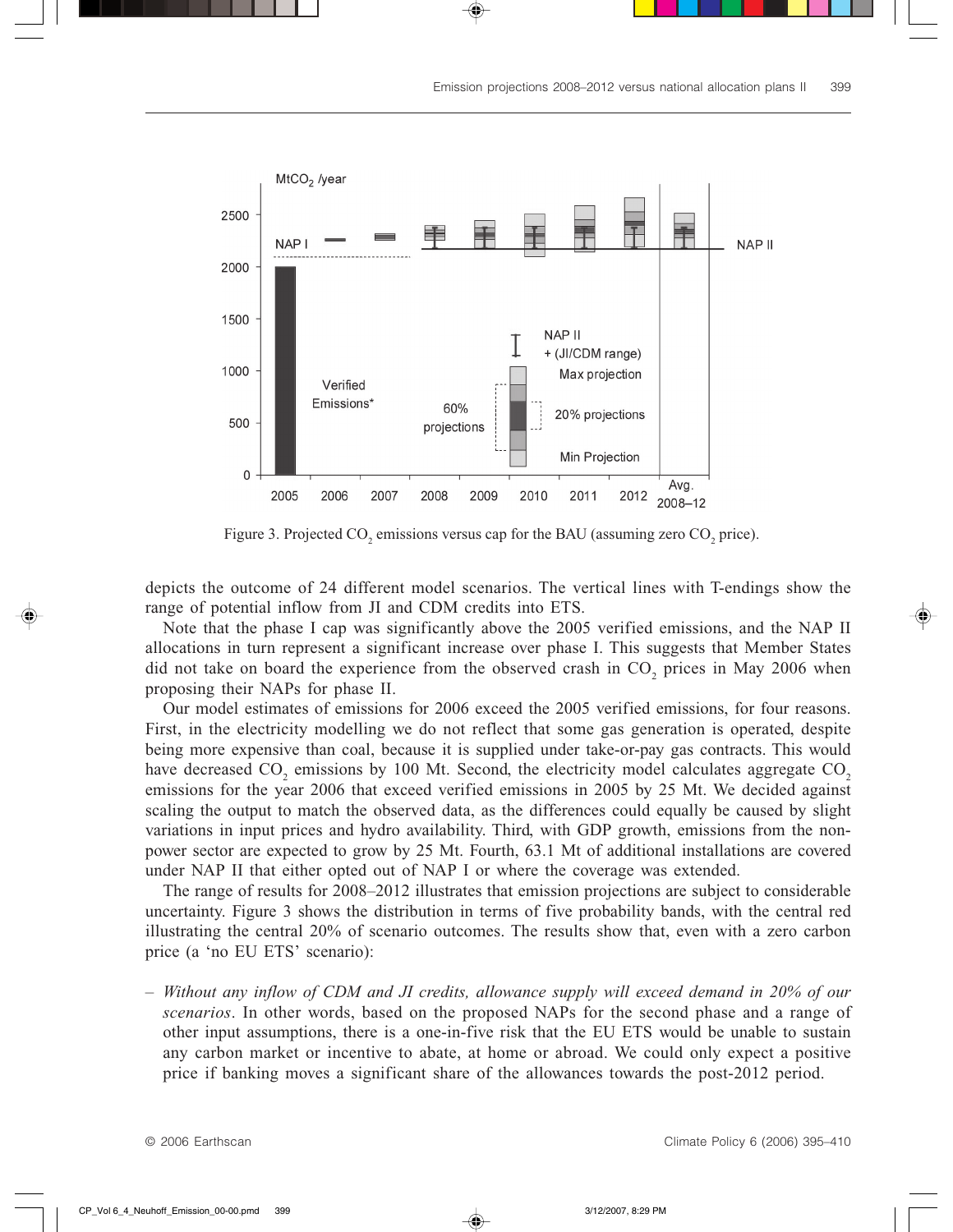Figure 3. Projected $CO_2$ emissions versus cap for the BAU (assuming zero $CO_2$ price).

depicts the outcome of 24 different model scenarios. The vertical lines with T-endings show the range of potential inflow from JI and CDM credits into ETS.

Note that the phase I cap was significantly above the 2005 verified emissions, and the NAP II allocations in turn represent a significant increase over phase I. This suggests that Member States did not take on board the experience from the observed crash in $CO_2$ prices in May 2006 when proposing their NAPs for phase II.

Our model estimates of emissions for 2006 exceed the 2005 verified emissions, for four reasons. First, in the electricity modelling we do not reflect that some gas generation is operated, despite being more expensive than coal, because it is supplied under take-or-pay gas contracts. This would have decreased $CO_2$ emissions by 100 Mt. Second, the electricity model calculates aggregate $CO_2$ emissions for the year 2006 that exceed verified emissions in 2005 by 25 Mt. We decided against scaling the output to match the observed data, as the differences could equally be caused by slight variations in input prices and hydro availability. Third, with GDP growth, emissions from the non-power sector are expected to grow by 25 Mt. Fourth, 63.1 Mt of additional installations are covered under NAP II that either opted out of NAP I or where the coverage was extended.

The range of results for 2008–2012 illustrates that emission projections are subject to considerable uncertainty. Figure 3 shows the distribution in terms of five probability bands, with the central red illustrating the central 20% of scenario outcomes. The results show that, even with a zero carbon price (a 'no EU ETS' scenario):

– *Without any inflow of CDM and JI credits, allowance supply will exceed demand in 20% of our scenarios*. In other words, based on the proposed NAPs for the second phase and a range of other input assumptions, there is a one-in-five risk that the EU ETS would be unable to sustain any carbon market or incentive to abate, at home or abroad. We could only expect a positive price if banking moves a significant share of the allowances towards the post-2012 period.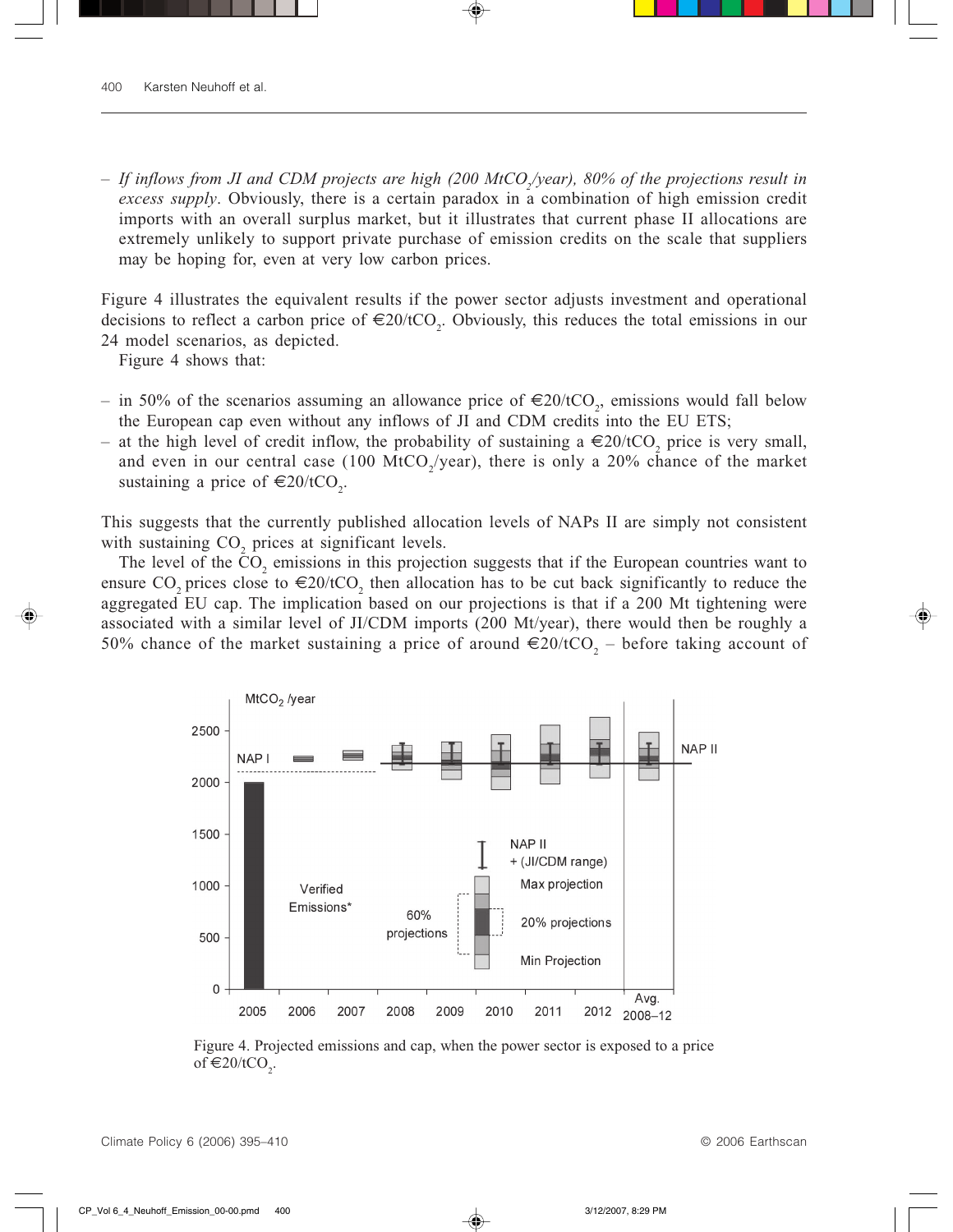– *If inflows from JI and CDM projects are high (200 $MtCO_2$/year), 80% of the projections result in excess supply*. Obviously, there is a certain paradox in a combination of high emission credit imports with an overall surplus market, but it illustrates that current phase II allocations are extremely unlikely to support private purchase of emission credits on the scale that suppliers may be hoping for, even at very low carbon prices.

Figure 4 illustrates the equivalent results if the power sector adjusts investment and operational decisions to reflect a carbon price of €20/$tCO_2$. Obviously, this reduces the total emissions in our 24 model scenarios, as depicted.

Figure 4 shows that:

– in 50% of the scenarios assuming an allowance price of €20/$tCO_2$, emissions would fall below the European cap even without any inflows of JI and CDM credits into the EU ETS;
– at the high level of credit inflow, the probability of sustaining a €20/$tCO_2$ price is very small, and even in our central case (100 $MtCO_2$/year), there is only a 20% chance of the market sustaining a price of €20/$tCO_2$.

This suggests that the currently published allocation levels of NAPs II are simply not consistent with sustaining $CO_2$ prices at significant levels.

The level of the $CO_2$ emissions in this projection suggests that if the European countries want to ensure $CO_2$ prices close to €20/$tCO_2$ then allocation has to be cut back significantly to reduce the aggregated EU cap. The implication based on our projections is that if a 200 Mt tightening were associated with a similar level of JI/CDM imports (200 Mt/year), there would then be roughly a 50% chance of the market sustaining a price of around €20/$tCO_2$ – before taking account of

Figure 4. Projected emissions and cap, when the power sector is exposed to a price of €20/$tCO_2$.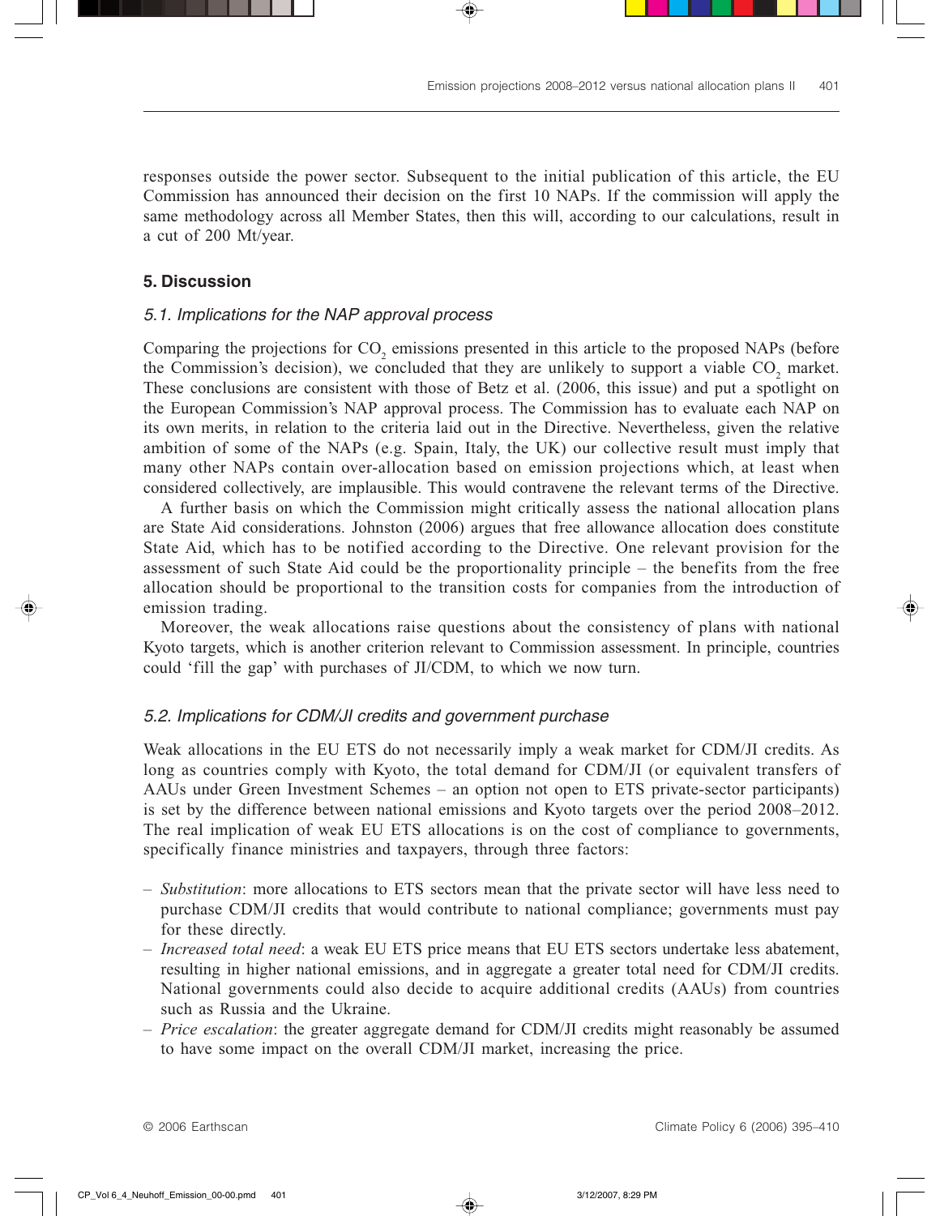responses outside the power sector. Subsequent to the initial publication of this article, the EU Commission has announced their decision on the first 10 NAPs. If the commission will apply the same methodology across all Member States, then this will, according to our calculations, result in a cut of 200 Mt/year.

## 5. Discussion

### 5.1. Implications for the NAP approval process

Comparing the projections for $CO_2$ emissions presented in this article to the proposed NAPs (before the Commission's decision), we concluded that they are unlikely to support a viable $CO_2$ market. These conclusions are consistent with those of Betz et al. (2006, this issue) and put a spotlight on the European Commission's NAP approval process. The Commission has to evaluate each NAP on its own merits, in relation to the criteria laid out in the Directive. Nevertheless, given the relative ambition of some of the NAPs (e.g. Spain, Italy, the UK) our collective result must imply that many other NAPs contain over-allocation based on emission projections which, at least when considered collectively, are implausible. This would contravene the relevant terms of the Directive.

A further basis on which the Commission might critically assess the national allocation plans are State Aid considerations. Johnston (2006) argues that free allowance allocation does constitute State Aid, which has to be notified according to the Directive. One relevant provision for the assessment of such State Aid could be the proportionality principle – the benefits from the free allocation should be proportional to the transition costs for companies from the introduction of emission trading.

Moreover, the weak allocations raise questions about the consistency of plans with national Kyoto targets, which is another criterion relevant to Commission assessment. In principle, countries could 'fill the gap' with purchases of JI/CDM, to which we now turn.

### 5.2. Implications for CDM/JI credits and government purchase

Weak allocations in the EU ETS do not necessarily imply a weak market for CDM/JI credits. As long as countries comply with Kyoto, the total demand for CDM/JI (or equivalent transfers of AAUs under Green Investment Schemes – an option not open to ETS private-sector participants) is set by the difference between national emissions and Kyoto targets over the period 2008–2012. The real implication of weak EU ETS allocations is on the cost of compliance to governments, specifically finance ministries and taxpayers, through three factors:

- *Substitution*: more allocations to ETS sectors mean that the private sector will have less need to purchase CDM/JI credits that would contribute to national compliance; governments must pay for these directly.
- *Increased total need*: a weak EU ETS price means that EU ETS sectors undertake less abatement, resulting in higher national emissions, and in aggregate a greater total need for CDM/JI credits. National governments could also decide to acquire additional credits (AAUs) from countries such as Russia and the Ukraine.
- *Price escalation*: the greater aggregate demand for CDM/JI credits might reasonably be assumed to have some impact on the overall CDM/JI market, increasing the price.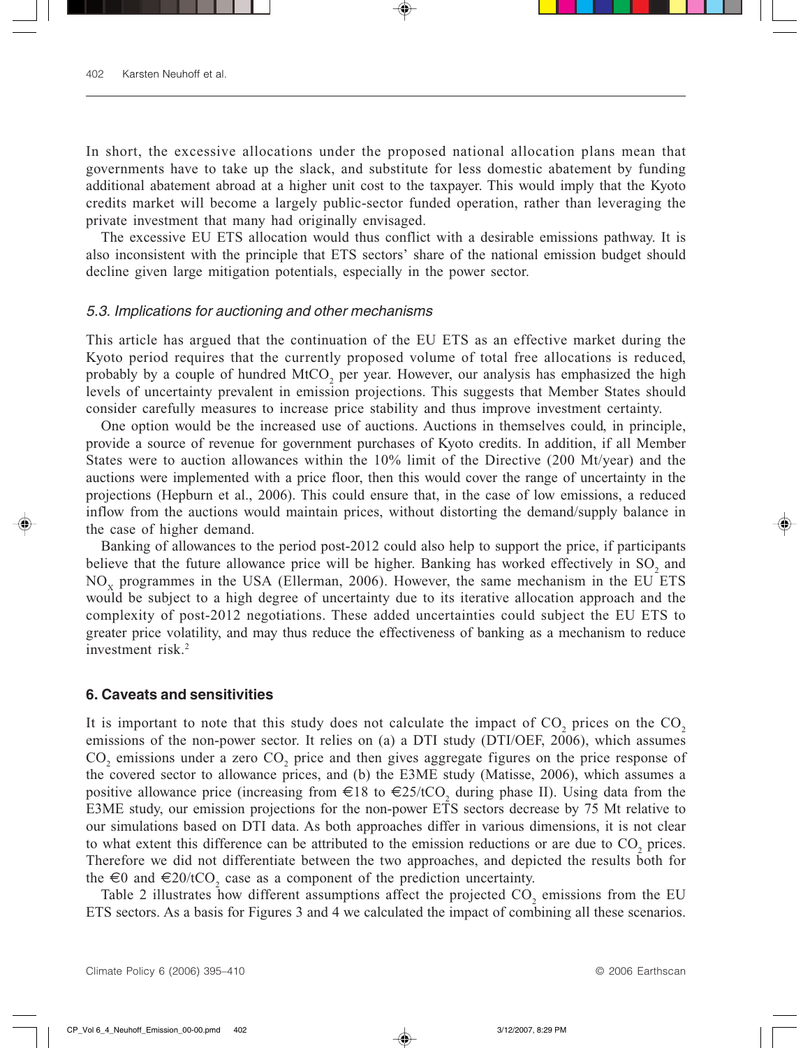In short, the excessive allocations under the proposed national allocation plans mean that governments have to take up the slack, and substitute for less domestic abatement by funding additional abatement abroad at a higher unit cost to the taxpayer. This would imply that the Kyoto credits market will become a largely public-sector funded operation, rather than leveraging the private investment that many had originally envisaged.

The excessive EU ETS allocation would thus conflict with a desirable emissions pathway. It is also inconsistent with the principle that ETS sectors' share of the national emission budget should decline given large mitigation potentials, especially in the power sector.

### *5.3. Implications for auctioning and other mechanisms*

This article has argued that the continuation of the EU ETS as an effective market during the Kyoto period requires that the currently proposed volume of total free allocations is reduced, probably by a couple of hundred $MtCO_2$ per year. However, our analysis has emphasized the high levels of uncertainty prevalent in emission projections. This suggests that Member States should consider carefully measures to increase price stability and thus improve investment certainty.

One option would be the increased use of auctions. Auctions in themselves could, in principle, provide a source of revenue for government purchases of Kyoto credits. In addition, if all Member States were to auction allowances within the 10% limit of the Directive (200 Mt/year) and the auctions were implemented with a price floor, then this would cover the range of uncertainty in the projections (Hepburn et al., 2006). This could ensure that, in the case of low emissions, a reduced inflow from the auctions would maintain prices, without distorting the demand/supply balance in the case of higher demand.

Banking of allowances to the period post-2012 could also help to support the price, if participants believe that the future allowance price will be higher. Banking has worked effectively in $SO_2$ and $NO_x$ programmes in the USA (Ellerman, 2006). However, the same mechanism in the EU ETS would be subject to a high degree of uncertainty due to its iterative allocation approach and the complexity of post-2012 negotiations. These added uncertainties could subject the EU ETS to greater price volatility, and may thus reduce the effectiveness of banking as a mechanism to reduce investment risk.[2]

## 6. Caveats and sensitivities

It is important to note that this study does not calculate the impact of $CO_2$ prices on the $CO_2$ emissions of the non-power sector. It relies on (a) a DTI study (DTI/OEF, 2006), which assumes $CO_2$ emissions under a zero $CO_2$ price and then gives aggregate figures on the price response of the covered sector to allowance prices, and (b) the E3ME study (Matisse, 2006), which assumes a positive allowance price (increasing from €18 to €25/t$CO_2$ during phase II). Using data from the E3ME study, our emission projections for the non-power ETS sectors decrease by 75 Mt relative to our simulations based on DTI data. As both approaches differ in various dimensions, it is not clear to what extent this difference can be attributed to the emission reductions or are due to $CO_2$ prices. Therefore we did not differentiate between the two approaches, and depicted the results both for the €0 and €20/t$CO_2$ case as a component of the prediction uncertainty.

Table 2 illustrates how different assumptions affect the projected $CO_2$ emissions from the EU ETS sectors. As a basis for Figures 3 and 4 we calculated the impact of combining all these scenarios.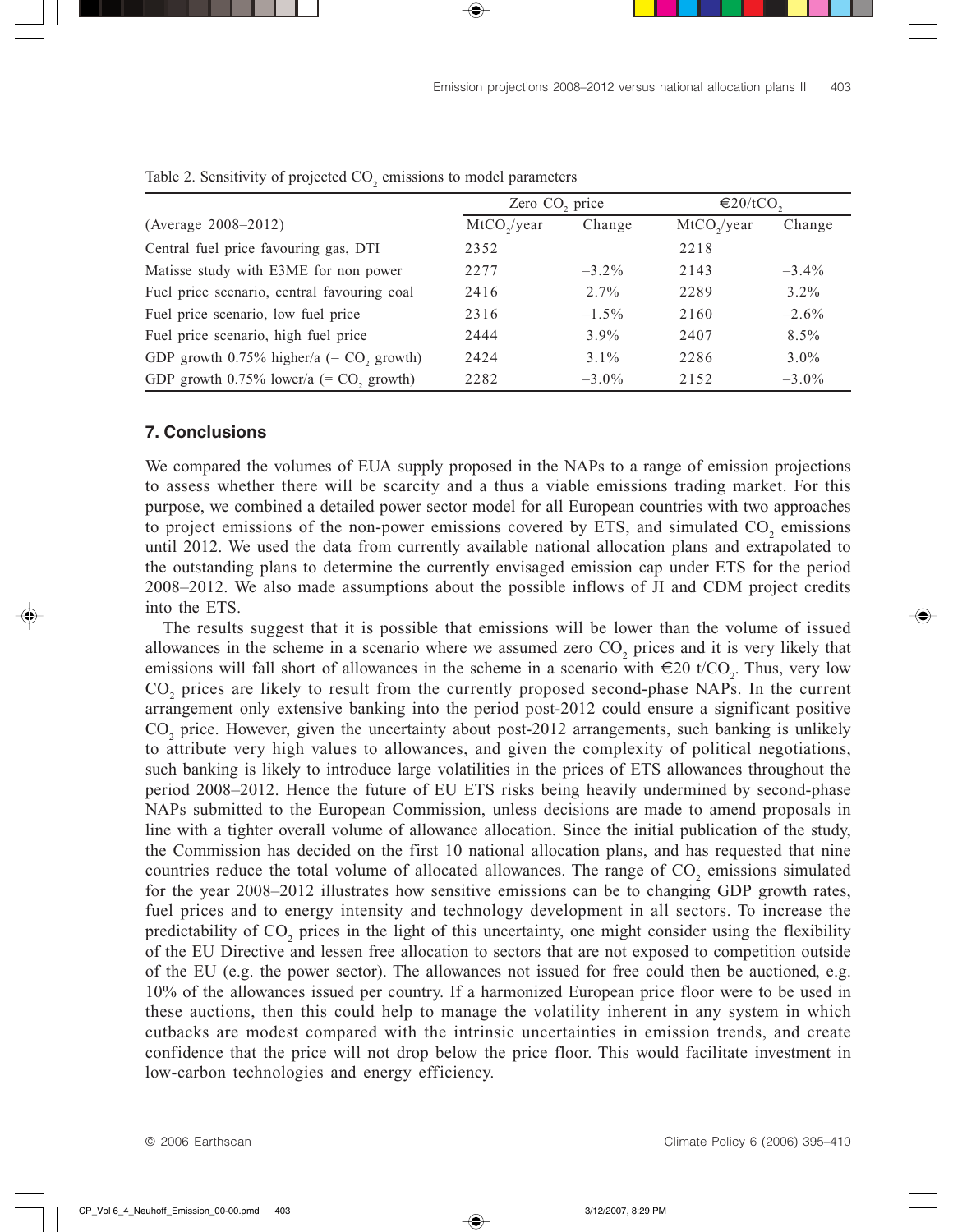Table 2. Sensitivity of projected $CO_2$ emissions to model parameters

| (Average 2008–2012) | Zero $CO_2$ price | | €20/t$CO_2$ | |
|---|---|---|---|---|
| | $MtCO_2$/year | Change | $MtCO_2$/year | Change |
| Central fuel price favouring gas, DTI | 2352 | | 2218 | |
| Matisse study with E3ME for non power | 2277 | –3.2% | 2143 | –3.4% |
| Fuel price scenario, central favouring coal | 2416 | 2.7% | 2289 | 3.2% |
| Fuel price scenario, low fuel price | 2316 | –1.5% | 2160 | –2.6% |
| Fuel price scenario, high fuel price | 2444 | 3.9% | 2407 | 8.5% |
| GDP growth 0.75% higher/a (= $CO_2$ growth) | 2424 | 3.1% | 2286 | 3.0% |
| GDP growth 0.75% lower/a (= $CO_2$ growth) | 2282 | –3.0% | 2152 | –3.0% |

## 7. Conclusions

We compared the volumes of EUA supply proposed in the NAPs to a range of emission projections to assess whether there will be scarcity and a thus a viable emissions trading market. For this purpose, we combined a detailed power sector model for all European countries with two approaches to project emissions of the non-power emissions covered by ETS, and simulated $CO_2$ emissions until 2012. We used the data from currently available national allocation plans and extrapolated to the outstanding plans to determine the currently envisaged emission cap under ETS for the period 2008–2012. We also made assumptions about the possible inflows of JI and CDM project credits into the ETS.

The results suggest that it is possible that emissions will be lower than the volume of issued allowances in the scheme in a scenario where we assumed zero $CO_2$ prices and it is very likely that emissions will fall short of allowances in the scheme in a scenario with €20 t/$CO_2$. Thus, very low $CO_2$ prices are likely to result from the currently proposed second-phase NAPs. In the current arrangement only extensive banking into the period post-2012 could ensure a significant positive $CO_2$ price. However, given the uncertainty about post-2012 arrangements, such banking is unlikely to attribute very high values to allowances, and given the complexity of political negotiations, such banking is likely to introduce large volatilities in the prices of ETS allowances throughout the period 2008–2012. Hence the future of EU ETS risks being heavily undermined by second-phase NAPs submitted to the European Commission, unless decisions are made to amend proposals in line with a tighter overall volume of allowance allocation. Since the initial publication of the study, the Commission has decided on the first 10 national allocation plans, and has requested that nine countries reduce the total volume of allocated allowances. The range of $CO_2$ emissions simulated for the year 2008–2012 illustrates how sensitive emissions can be to changing GDP growth rates, fuel prices and to energy intensity and technology development in all sectors. To increase the predictability of $CO_2$ prices in the light of this uncertainty, one might consider using the flexibility of the EU Directive and lessen free allocation to sectors that are not exposed to competition outside of the EU (e.g. the power sector). The allowances not issued for free could then be auctioned, e.g. 10% of the allowances issued per country. If a harmonized European price floor were to be used in these auctions, then this could help to manage the volatility inherent in any system in which cutbacks are modest compared with the intrinsic uncertainties in emission trends, and create confidence that the price will not drop below the price floor. This would facilitate investment in low-carbon technologies and energy efficiency.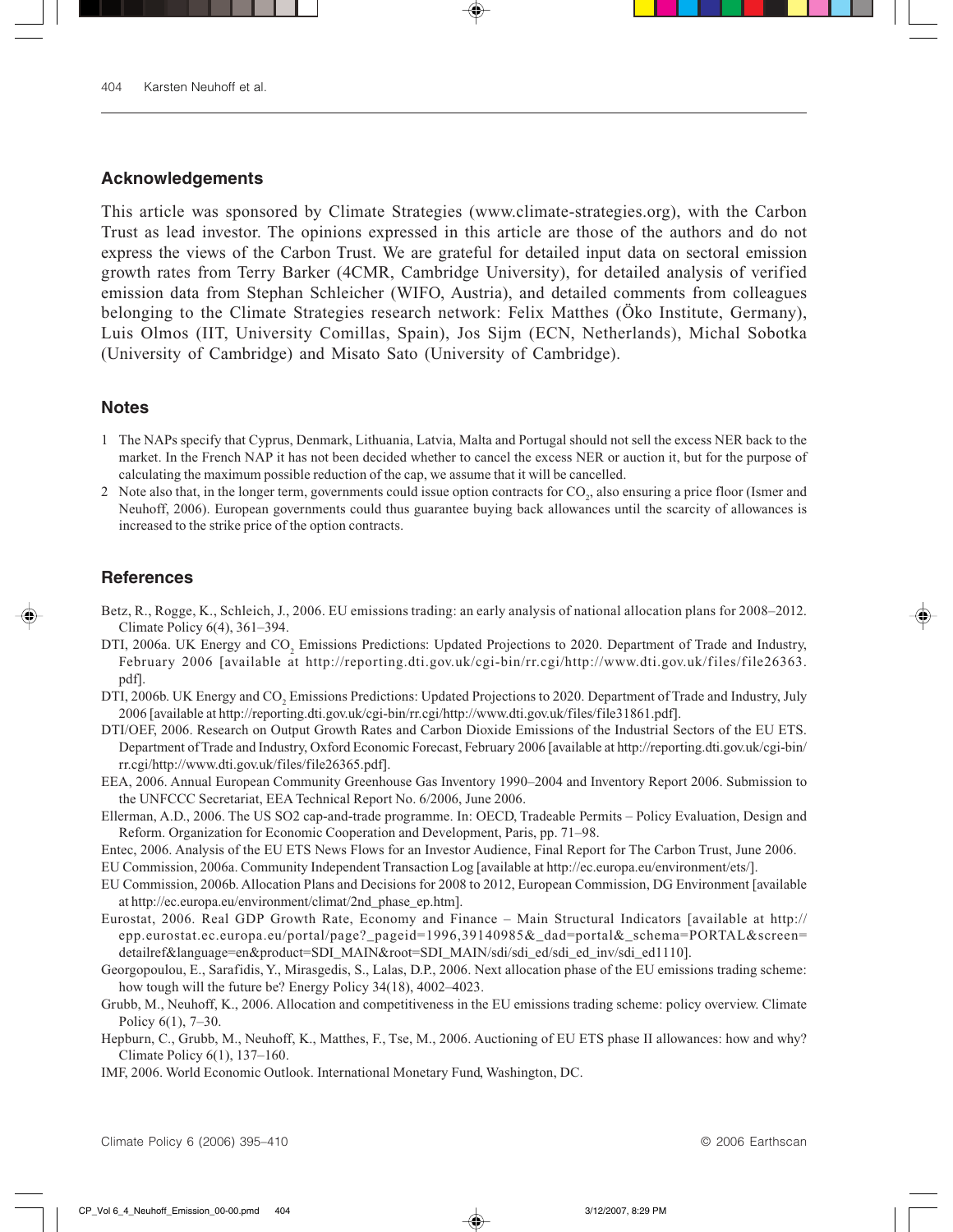## Acknowledgements

This article was sponsored by Climate Strategies (www.climate-strategies.org), with the Carbon Trust as lead investor. The opinions expressed in this article are those of the authors and do not express the views of the Carbon Trust. We are grateful for detailed input data on sectoral emission growth rates from Terry Barker (4CMR, Cambridge University), for detailed analysis of verified emission data from Stephan Schleicher (WIFO, Austria), and detailed comments from colleagues belonging to the Climate Strategies research network: Felix Matthes (Öko Institute, Germany), Luis Olmos (IIT, University Comillas, Spain), Jos Sijm (ECN, Netherlands), Michal Sobotka (University of Cambridge) and Misato Sato (University of Cambridge).

## Notes

1 The NAPs specify that Cyprus, Denmark, Lithuania, Latvia, Malta and Portugal should not sell the excess NER back to the market. In the French NAP it has not been decided whether to cancel the excess NER or auction it, but for the purpose of calculating the maximum possible reduction of the cap, we assume that it will be cancelled.

2 Note also that, in the longer term, governments could issue option contracts for $CO_2$, also ensuring a price floor (Ismer and Neuhoff, 2006). European governments could thus guarantee buying back allowances until the scarcity of allowances is increased to the strike price of the option contracts.

## References

Betz, R., Rogge, K., Schleich, J., 2006. EU emissions trading: an early analysis of national allocation plans for 2008–2012. Climate Policy 6(4), 361–394.

DTI, 2006a. UK Energy and $CO_2$ Emissions Predictions: Updated Projections to 2020. Department of Trade and Industry, February 2006 [available at http://reporting.dti.gov.uk/cgi-bin/rr.cgi/http://www.dti.gov.uk/files/file26363.pdf].

DTI, 2006b. UK Energy and $CO_2$ Emissions Predictions: Updated Projections to 2020. Department of Trade and Industry, July 2006 [available at http://reporting.dti.gov.uk/cgi-bin/rr.cgi/http://www.dti.gov.uk/files/file31861.pdf].

DTI/OEF, 2006. Research on Output Growth Rates and Carbon Dioxide Emissions of the Industrial Sectors of the EU ETS. Department of Trade and Industry, Oxford Economic Forecast, February 2006 [available at http://reporting.dti.gov.uk/cgi-bin/rr.cgi/http://www.dti.gov.uk/files/file26365.pdf].

EEA, 2006. Annual European Community Greenhouse Gas Inventory 1990–2004 and Inventory Report 2006. Submission to the UNFCCC Secretariat, EEA Technical Report No. 6/2006, June 2006.

Ellerman, A.D., 2006. The US SO2 cap-and-trade programme. In: OECD, Tradeable Permits – Policy Evaluation, Design and Reform. Organization for Economic Cooperation and Development, Paris, pp. 71–98.

Entec, 2006. Analysis of the EU ETS News Flows for an Investor Audience, Final Report for The Carbon Trust, June 2006.

EU Commission, 2006a. Community Independent Transaction Log [available at http://ec.europa.eu/environment/ets/].

EU Commission, 2006b. Allocation Plans and Decisions for 2008 to 2012, European Commission, DG Environment [available at http://ec.europa.eu/environment/climat/2nd_phase_ep.htm].

Eurostat, 2006. Real GDP Growth Rate, Economy and Finance – Main Structural Indicators [available at http://epp.eurostat.ec.europa.eu/portal/page?_pageid=1996,39140985&_dad=portal&_schema=PORTAL&screen=detailref&language=en&product=SDI_MAIN&root=SDI_MAIN/sdi/sdi_ed/sdi_ed_inv/sdi_ed1110].

Georgopoulou, E., Sarafidis, Y., Mirasgedis, S., Lalas, D.P., 2006. Next allocation phase of the EU emissions trading scheme: how tough will the future be? Energy Policy 34(18), 4002–4023.

Grubb, M., Neuhoff, K., 2006. Allocation and competitiveness in the EU emissions trading scheme: policy overview. Climate Policy 6(1), 7–30.

Hepburn, C., Grubb, M., Neuhoff, K., Matthes, F., Tse, M., 2006. Auctioning of EU ETS phase II allowances: how and why? Climate Policy 6(1), 137–160.

IMF, 2006. World Economic Outlook. International Monetary Fund, Washington, DC.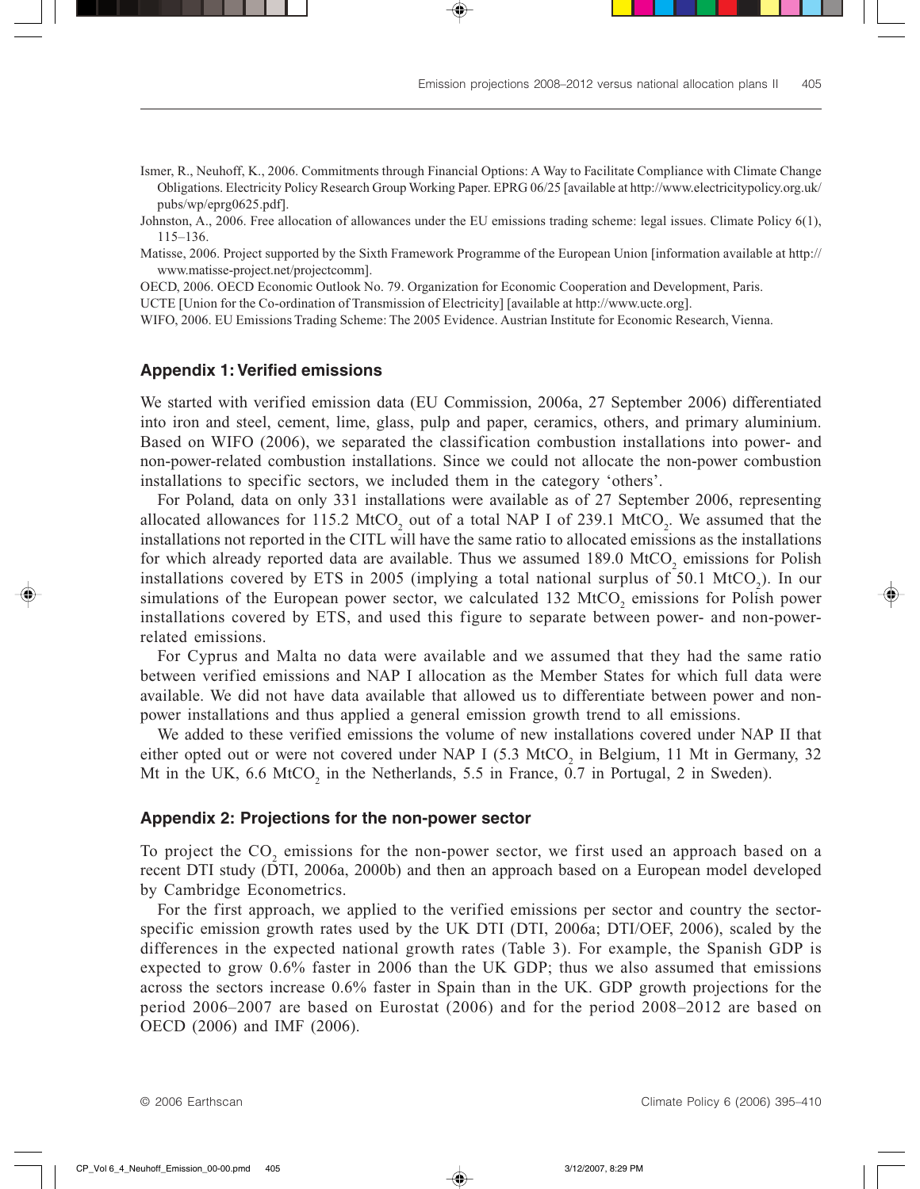Ismer, R., Neuhoff, K., 2006. Commitments through Financial Options: A Way to Facilitate Compliance with Climate Change Obligations. Electricity Policy Research Group Working Paper. EPRG 06/25 [available at http://www.electricitypolicy.org.uk/pubs/wp/eprg0625.pdf].

Johnston, A., 2006. Free allocation of allowances under the EU emissions trading scheme: legal issues. Climate Policy 6(1), 115–136.

Matisse, 2006. Project supported by the Sixth Framework Programme of the European Union [information available at http://www.matisse-project.net/projectcomm].

OECD, 2006. OECD Economic Outlook No. 79. Organization for Economic Cooperation and Development, Paris.

UCTE [Union for the Co-ordination of Transmission of Electricity] [available at http://www.ucte.org].

WIFO, 2006. EU Emissions Trading Scheme: The 2005 Evidence. Austrian Institute for Economic Research, Vienna.

## Appendix 1: Verified emissions

We started with verified emission data (EU Commission, 2006a, 27 September 2006) differentiated into iron and steel, cement, lime, glass, pulp and paper, ceramics, others, and primary aluminium. Based on WIFO (2006), we separated the classification combustion installations into power- and non-power-related combustion installations. Since we could not allocate the non-power combustion installations to specific sectors, we included them in the category 'others'.

For Poland, data on only 331 installations were available as of 27 September 2006, representing allocated allowances for 115.2 $MtCO_2$ out of a total NAP I of 239.1 $MtCO_2$. We assumed that the installations not reported in the CITL will have the same ratio to allocated emissions as the installations for which already reported data are available. Thus we assumed 189.0 $MtCO_2$ emissions for Polish installations covered by ETS in 2005 (implying a total national surplus of 50.1 $MtCO_2$). In our simulations of the European power sector, we calculated 132 $MtCO_2$ emissions for Polish power installations covered by ETS, and used this figure to separate between power- and non-power-related emissions.

For Cyprus and Malta no data were available and we assumed that they had the same ratio between verified emissions and NAP I allocation as the Member States for which full data were available. We did not have data available that allowed us to differentiate between power and non-power installations and thus applied a general emission growth trend to all emissions.

We added to these verified emissions the volume of new installations covered under NAP II that either opted out or were not covered under NAP I (5.3 $MtCO_2$ in Belgium, 11 Mt in Germany, 32 Mt in the UK, 6.6 $MtCO_2$ in the Netherlands, 5.5 in France, 0.7 in Portugal, 2 in Sweden).

## Appendix 2: Projections for the non-power sector

To project the $CO_2$ emissions for the non-power sector, we first used an approach based on a recent DTI study (DTI, 2006a, 2000b) and then an approach based on a European model developed by Cambridge Econometrics.

For the first approach, we applied to the verified emissions per sector and country the sector-specific emission growth rates used by the UK DTI (DTI, 2006a; DTI/OEF, 2006), scaled by the differences in the expected national growth rates (Table 3). For example, the Spanish GDP is expected to grow 0.6% faster in 2006 than the UK GDP; thus we also assumed that emissions across the sectors increase 0.6% faster in Spain than in the UK. GDP growth projections for the period 2006–2007 are based on Eurostat (2006) and for the period 2008–2012 are based on OECD (2006) and IMF (2006).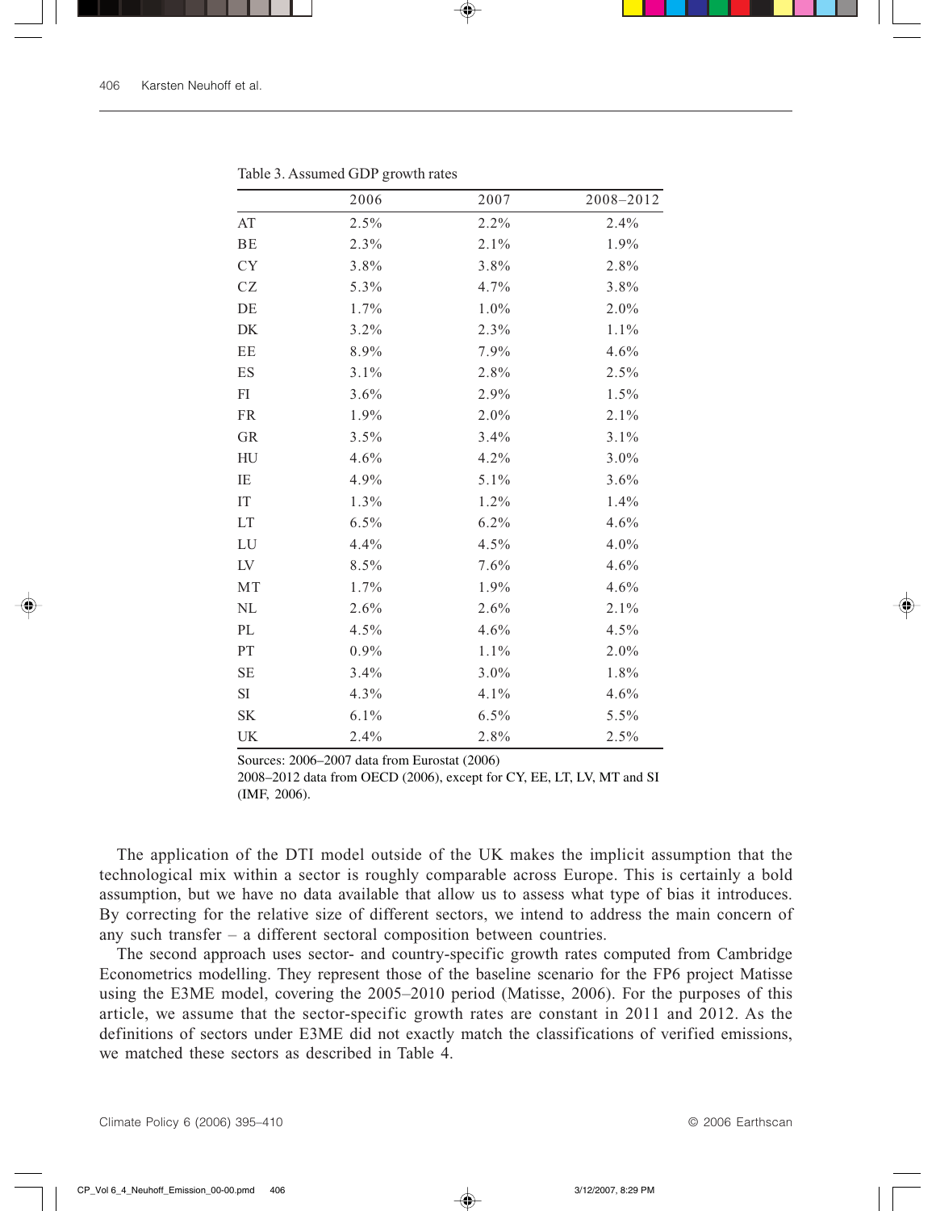Table 3. Assumed GDP growth rates

| | 2006 | 2007 | 2008–2012 |
|---|---|---|---|
| AT | 2.5% | 2.2% | 2.4% |
| BE | 2.3% | 2.1% | 1.9% |
| CY | 3.8% | 3.8% | 2.8% |
| CZ | 5.3% | 4.7% | 3.8% |
| DE | 1.7% | 1.0% | 2.0% |
| DK | 3.2% | 2.3% | 1.1% |
| EE | 8.9% | 7.9% | 4.6% |
| ES | 3.1% | 2.8% | 2.5% |
| FI | 3.6% | 2.9% | 1.5% |
| FR | 1.9% | 2.0% | 2.1% |
| GR | 3.5% | 3.4% | 3.1% |
| HU | 4.6% | 4.2% | 3.0% |
| IE | 4.9% | 5.1% | 3.6% |
| IT | 1.3% | 1.2% | 1.4% |
| LT | 6.5% | 6.2% | 4.6% |
| LU | 4.4% | 4.5% | 4.0% |
| LV | 8.5% | 7.6% | 4.6% |
| MT | 1.7% | 1.9% | 4.6% |
| NL | 2.6% | 2.6% | 2.1% |
| PL | 4.5% | 4.6% | 4.5% |
| PT | 0.9% | 1.1% | 2.0% |
| SE | 3.4% | 3.0% | 1.8% |
| SI | 4.3% | 4.1% | 4.6% |
| SK | 6.1% | 6.5% | 5.5% |
| UK | 2.4% | 2.8% | 2.5% |

Sources: 2006–2007 data from Eurostat (2006)
2008–2012 data from OECD (2006), except for CY, EE, LT, LV, MT and SI (IMF, 2006).

The application of the DTI model outside of the UK makes the implicit assumption that the technological mix within a sector is roughly comparable across Europe. This is certainly a bold assumption, but we have no data available that allow us to assess what type of bias it introduces. By correcting for the relative size of different sectors, we intend to address the main concern of any such transfer – a different sectoral composition between countries.

The second approach uses sector- and country-specific growth rates computed from Cambridge Econometrics modelling. They represent those of the baseline scenario for the FP6 project Matisse using the E3ME model, covering the 2005–2010 period (Matisse, 2006). For the purposes of this article, we assume that the sector-specific growth rates are constant in 2011 and 2012. As the definitions of sectors under E3ME did not exactly match the classifications of verified emissions, we matched these sectors as described in Table 4.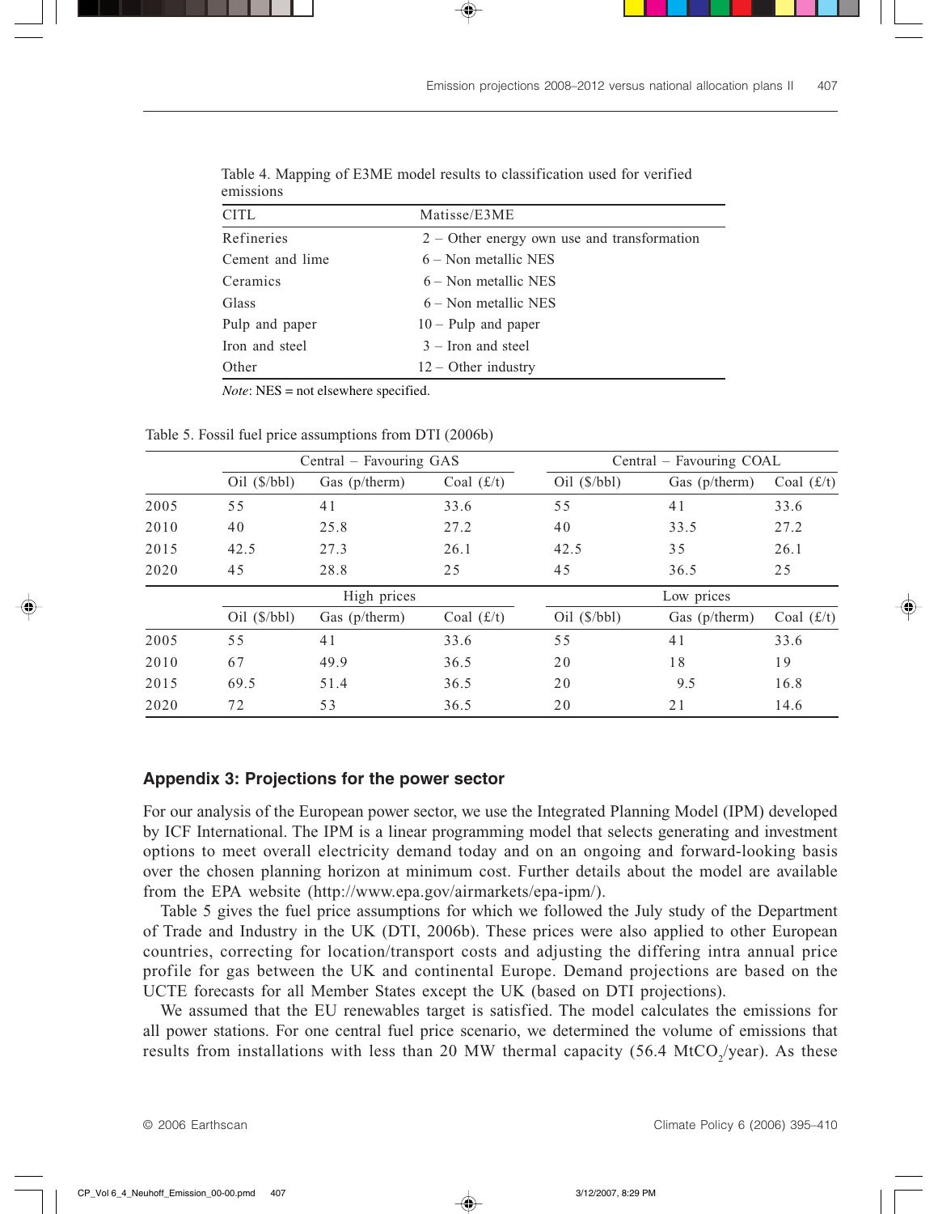Table 4. Mapping of E3ME model results to classification used for verified emissions

| CITL | Matisse/E3ME |
|---|---|
| Refineries | 2 – Other energy own use and transformation |
| Cement and lime | 6 – Non metallic NES |
| Ceramics | 6 – Non metallic NES |
| Glass | 6 – Non metallic NES |
| Pulp and paper | 10 – Pulp and paper |
| Iron and steel | 3 – Iron and steel |
| Other | 12 – Other industry |

*Note*: NES = not elsewhere specified.

Table 5. Fossil fuel price assumptions from DTI (2006b)

| | Central – Favouring GAS | | | Central – Favouring COAL | | |
|---|---|---|---|---|---|---|
| | Oil ($/bbl) | Gas (p/therm) | Coal (£/t) | Oil ($/bbl) | Gas (p/therm) | Coal (£/t) |
| 2005 | 55 | 41 | 33.6 | 55 | 41 | 33.6 |
| 2010 | 40 | 25.8 | 27.2 | 40 | 33.5 | 27.2 |
| 2015 | 42.5 | 27.3 | 26.1 | 42.5 | 35 | 26.1 |
| 2020 | 45 | 28.8 | 25 | 45 | 36.5 | 25 |
| | **High prices** | | | **Low prices** | | |
| | Oil ($/bbl) | Gas (p/therm) | Coal (£/t) | Oil ($/bbl) | Gas (p/therm) | Coal (£/t) |
| 2005 | 55 | 41 | 33.6 | 55 | 41 | 33.6 |
| 2010 | 67 | 49.9 | 36.5 | 20 | 18 | 19 |
| 2015 | 69.5 | 51.4 | 36.5 | 20 | 9.5 | 16.8 |
| 2020 | 72 | 53 | 36.5 | 20 | 21 | 14.6 |

## Appendix 3: Projections for the power sector

For our analysis of the European power sector, we use the Integrated Planning Model (IPM) developed by ICF International. The IPM is a linear programming model that selects generating and investment options to meet overall electricity demand today and on an ongoing and forward-looking basis over the chosen planning horizon at minimum cost. Further details about the model are available from the EPA website (http://www.epa.gov/airmarkets/epa-ipm/).

Table 5 gives the fuel price assumptions for which we followed the July study of the Department of Trade and Industry in the UK (DTI, 2006b). These prices were also applied to other European countries, correcting for location/transport costs and adjusting the differing intra annual price profile for gas between the UK and continental Europe. Demand projections are based on the UCTE forecasts for all Member States except the UK (based on DTI projections).

We assumed that the EU renewables target is satisfied. The model calculates the emissions for all power stations. For one central fuel price scenario, we determined the volume of emissions that results from installations with less than 20 MW thermal capacity (56.4 $MtCO_2$/year). As these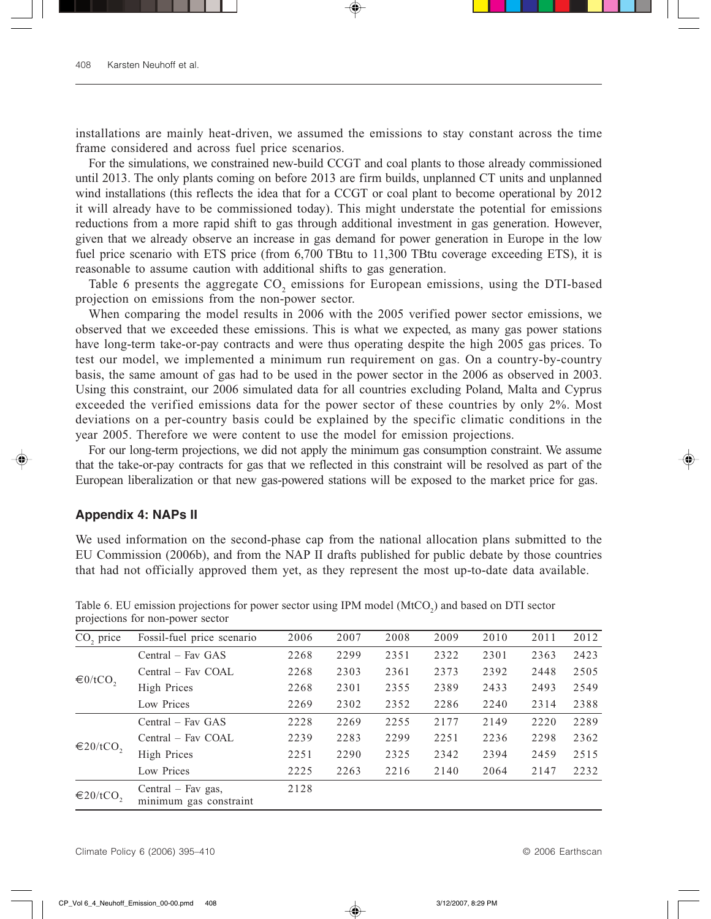installations are mainly heat-driven, we assumed the emissions to stay constant across the time frame considered and across fuel price scenarios.

For the simulations, we constrained new-build CCGT and coal plants to those already commissioned until 2013. The only plants coming on before 2013 are firm builds, unplanned CT units and unplanned wind installations (this reflects the idea that for a CCGT or coal plant to become operational by 2012 it will already have to be commissioned today). This might understate the potential for emissions reductions from a more rapid shift to gas through additional investment in gas generation. However, given that we already observe an increase in gas demand for power generation in Europe in the low fuel price scenario with ETS price (from 6,700 TBtu to 11,300 TBtu coverage exceeding ETS), it is reasonable to assume caution with additional shifts to gas generation.

Table 6 presents the aggregate $CO_2$ emissions for European emissions, using the DTI-based projection on emissions from the non-power sector.

When comparing the model results in 2006 with the 2005 verified power sector emissions, we observed that we exceeded these emissions. This is what we expected, as many gas power stations have long-term take-or-pay contracts and were thus operating despite the high 2005 gas prices. To test our model, we implemented a minimum run requirement on gas. On a country-by-country basis, the same amount of gas had to be used in the power sector in the 2006 as observed in 2003. Using this constraint, our 2006 simulated data for all countries excluding Poland, Malta and Cyprus exceeded the verified emissions data for the power sector of these countries by only 2%. Most deviations on a per-country basis could be explained by the specific climatic conditions in the year 2005. Therefore we were content to use the model for emission projections.

For our long-term projections, we did not apply the minimum gas consumption constraint. We assume that the take-or-pay contracts for gas that we reflected in this constraint will be resolved as part of the European liberalization or that new gas-powered stations will be exposed to the market price for gas.

## Appendix 4: NAPs II

We used information on the second-phase cap from the national allocation plans submitted to the EU Commission (2006b), and from the NAP II drafts published for public debate by those countries that had not officially approved them yet, as they represent the most up-to-date data available.

Table 6. EU emission projections for power sector using IPM model ($MtCO_2$) and based on DTI sector projections for non-power sector

| $CO_2$ price | Fossil-fuel price scenario | 2006 | 2007 | 2008 | 2009 | 2010 | 2011 | 2012 |
|---|---|---|---|---|---|---|---|---|
| €0/$tCO_2$ | Central – Fav GAS | 2268 | 2299 | 2351 | 2322 | 2301 | 2363 | 2423 |
| | Central – Fav COAL | 2268 | 2303 | 2361 | 2373 | 2392 | 2448 | 2505 |
| | High Prices | 2268 | 2301 | 2355 | 2389 | 2433 | 2493 | 2549 |
| | Low Prices | 2269 | 2302 | 2352 | 2286 | 2240 | 2314 | 2388 |
| €20/$tCO_2$ | Central – Fav GAS | 2228 | 2269 | 2255 | 2177 | 2149 | 2220 | 2289 |
| | Central – Fav COAL | 2239 | 2283 | 2299 | 2251 | 2236 | 2298 | 2362 |
| | High Prices | 2251 | 2290 | 2325 | 2342 | 2394 | 2459 | 2515 |
| | Low Prices | 2225 | 2263 | 2216 | 2140 | 2064 | 2147 | 2232 |
| €20/$tCO_2$ | Central – Fav gas, minimum gas constraint | 2128 | | | | | | |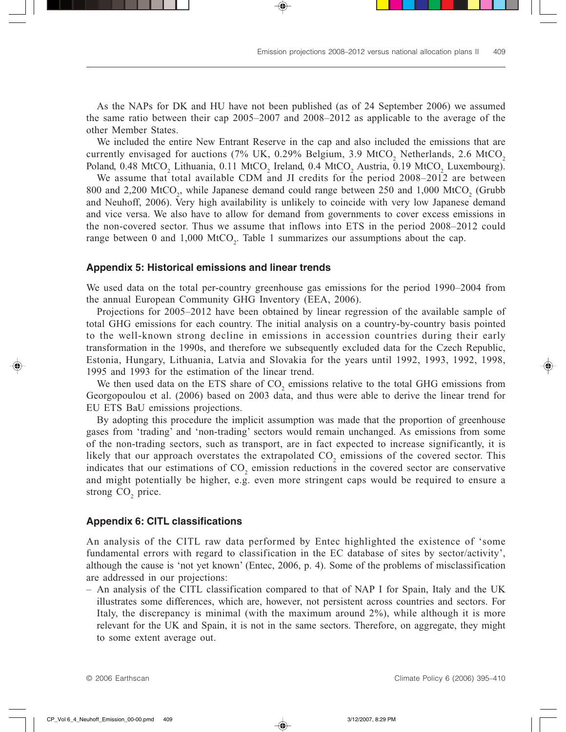As the NAPs for DK and HU have not been published (as of 24 September 2006) we assumed the same ratio between their cap 2005–2007 and 2008–2012 as applicable to the average of the other Member States.

We included the entire New Entrant Reserve in the cap and also included the emissions that are currently envisaged for auctions (7% UK, 0.29% Belgium, 3.9 $MtCO_2$ Netherlands, 2.6 $MtCO_2$ Poland, 0.48 $MtCO_2$ Lithuania, 0.11 $MtCO_2$ Ireland, 0.4 $MtCO_2$ Austria, 0.19 $MtCO_2$ Luxembourg).

We assume that total available CDM and JI credits for the period 2008–2012 are between 800 and 2,200 $MtCO_2$, while Japanese demand could range between 250 and 1,000 $MtCO_2$ (Grubb and Neuhoff, 2006). Very high availability is unlikely to coincide with very low Japanese demand and vice versa. We also have to allow for demand from governments to cover excess emissions in the non-covered sector. Thus we assume that inflows into ETS in the period 2008–2012 could range between 0 and 1,000 $MtCO_2$. Table 1 summarizes our assumptions about the cap.

## Appendix 5: Historical emissions and linear trends

We used data on the total per-country greenhouse gas emissions for the period 1990–2004 from the annual European Community GHG Inventory (EEA, 2006).

Projections for 2005–2012 have been obtained by linear regression of the available sample of total GHG emissions for each country. The initial analysis on a country-by-country basis pointed to the well-known strong decline in emissions in accession countries during their early transformation in the 1990s, and therefore we subsequently excluded data for the Czech Republic, Estonia, Hungary, Lithuania, Latvia and Slovakia for the years until 1992, 1993, 1992, 1998, 1995 and 1993 for the estimation of the linear trend.

We then used data on the ETS share of $CO_2$ emissions relative to the total GHG emissions from Georgopoulou et al. (2006) based on 2003 data, and thus were able to derive the linear trend for EU ETS BaU emissions projections.

By adopting this procedure the implicit assumption was made that the proportion of greenhouse gases from 'trading' and 'non-trading' sectors would remain unchanged. As emissions from some of the non-trading sectors, such as transport, are in fact expected to increase significantly, it is likely that our approach overstates the extrapolated $CO_2$ emissions of the covered sector. This indicates that our estimations of $CO_2$ emission reductions in the covered sector are conservative and might potentially be higher, e.g. even more stringent caps would be required to ensure a strong $CO_2$ price.

## Appendix 6: CITL classifications

An analysis of the CITL raw data performed by Entec highlighted the existence of 'some fundamental errors with regard to classification in the EC database of sites by sector/activity', although the cause is 'not yet known' (Entec, 2006, p. 4). Some of the problems of misclassification are addressed in our projections:

– An analysis of the CITL classification compared to that of NAP I for Spain, Italy and the UK illustrates some differences, which are, however, not persistent across countries and sectors. For Italy, the discrepancy is minimal (with the maximum around 2%), while although it is more relevant for the UK and Spain, it is not in the same sectors. Therefore, on aggregate, they might to some extent average out.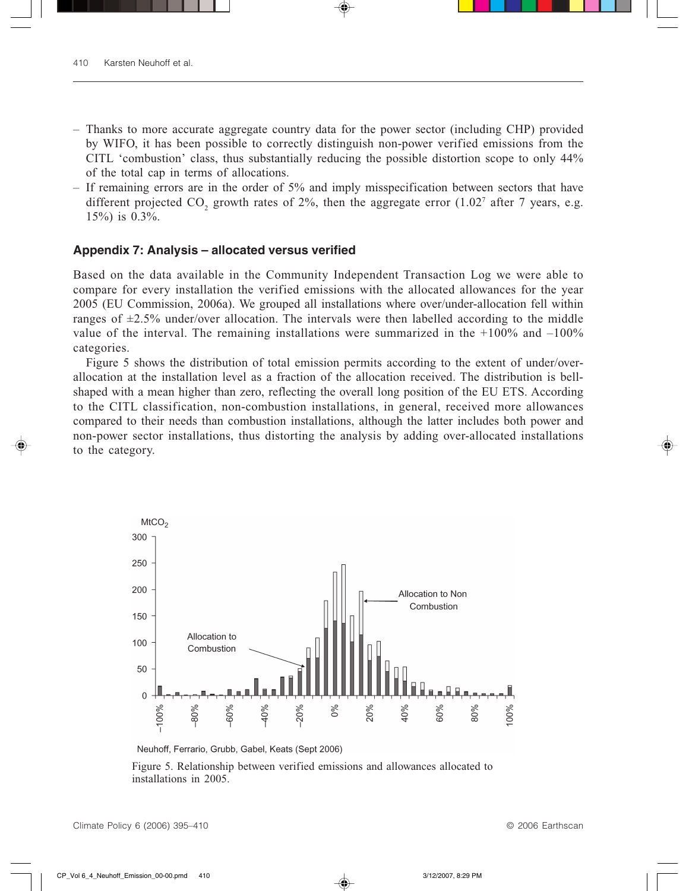- Thanks to more accurate aggregate country data for the power sector (including CHP) provided by WIFO, it has been possible to correctly distinguish non-power verified emissions from the CITL 'combustion' class, thus substantially reducing the possible distortion scope to only 44% of the total cap in terms of allocations.
- If remaining errors are in the order of 5% and imply misspecification between sectors that have different projected $CO_2$ growth rates of 2%, then the aggregate error ($1.02^7$ after 7 years, e.g. 15%) is 0.3%.

## Appendix 7: Analysis – allocated versus verified

Based on the data available in the Community Independent Transaction Log we were able to compare for every installation the verified emissions with the allocated allowances for the year 2005 (EU Commission, 2006a). We grouped all installations where over/under-allocation fell within ranges of ±2.5% under/over allocation. The intervals were then labelled according to the middle value of the interval. The remaining installations were summarized in the +100% and –100% categories.

Figure 5 shows the distribution of total emission permits according to the extent of under/over-allocation at the installation level as a fraction of the allocation received. The distribution is bell-shaped with a mean higher than zero, reflecting the overall long position of the EU ETS. According to the CITL classification, non-combustion installations, in general, received more allowances compared to their needs than combustion installations, although the latter includes both power and non-power sector installations, thus distorting the analysis by adding over-allocated installations to the category.

$MtCO_2$

300

250

200

150

100

50

0

–100%

–80%

–60%

–40%

–20%

0%

20%

40%

60%

80%

100%

Allocation to Combustion

Allocation to Non Combustion

Neuhoff, Ferrario, Grubb, Gabel, Keats (Sept 2006)

Figure 5. Relationship between verified emissions and allowances allocated to installations in 2005.